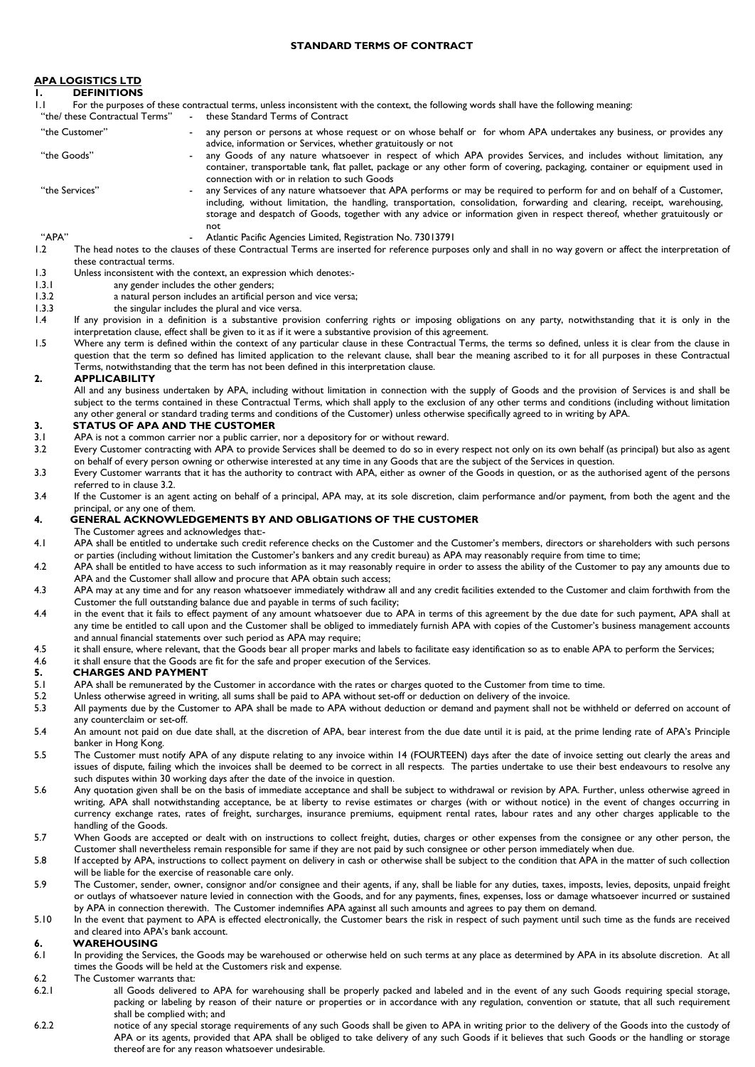# STANDARD TERMS OF CONTRACT

## APA LOGISTICS LTD

### 1. DEFINITIONS

1.1 For the purposes of these contractual terms, unless inconsistent with the context, the following words shall have the following meaning:

| | | |
|---|---|---|
| "the/ these Contractual Terms" | - | these Standard Terms of Contract |
| "the Customer" | - | any person or persons at whose request or on whose behalf or for whom APA undertakes any business, or provides any advice, information or Services, whether gratuitously or not |
| "the Goods" | - | any Goods of any nature whatsoever in respect of which APA provides Services, and includes without limitation, any container, transportable tank, flat pallet, package or any other form of covering, packaging, container or equipment used in connection with or in relation to such Goods |
| "the Services" | - | any Services of any nature whatsoever that APA performs or may be required to perform for and on behalf of a Customer, including, without limitation, the handling, transportation, consolidation, forwarding and clearing, receipt, warehousing, storage and despatch of Goods, together with any advice or information given in respect thereof, whether gratuitously or not |
| "APA" | - | Atlantic Pacific Agencies Limited, Registration No. 73013791 |

1.2 The head notes to the clauses of these Contractual Terms are inserted for reference purposes only and shall in no way govern or affect the interpretation of these contractual terms.

1.3 Unless inconsistent with the context, an expression which denotes:-

1.3.1 any gender includes the other genders;

1.3.2 a natural person includes an artificial person and vice versa;

1.3.3 the singular includes the plural and vice versa.

1.4 If any provision in a definition is a substantive provision conferring rights or imposing obligations on any party, notwithstanding that it is only in the interpretation clause, effect shall be given to it as if it were a substantive provision of this agreement.

1.5 Where any term is defined within the context of any particular clause in these Contractual Terms, the terms so defined, unless it is clear from the clause in question that the term so defined has limited application to the relevant clause, shall bear the meaning ascribed to it for all purposes in these Contractual Terms, notwithstanding that the term has not been defined in this interpretation clause.

### 2. APPLICABILITY

All and any business undertaken by APA, including without limitation in connection with the supply of Goods and the provision of Services is and shall be subject to the terms contained in these Contractual Terms, which shall apply to the exclusion of any other terms and conditions (including without limitation any other general or standard trading terms and conditions of the Customer) unless otherwise specifically agreed to in writing by APA.

### 3. STATUS OF APA AND THE CUSTOMER

3.1 APA is not a common carrier nor a public carrier, nor a depository for or without reward.

3.2 Every Customer contracting with APA to provide Services shall be deemed to do so in every respect not only on its own behalf (as principal) but also as agent on behalf of every person owning or otherwise interested at any time in any Goods that are the subject of the Services in question.

3.3 Every Customer warrants that it has the authority to contract with APA, either as owner of the Goods in question, or as the authorised agent of the persons referred to in clause 3.2.

3.4 If the Customer is an agent acting on behalf of a principal, APA may, at its sole discretion, claim performance and/or payment, from both the agent and the principal, or any one of them.

### 4. GENERAL ACKNOWLEDGEMENTS BY AND OBLIGATIONS OF THE CUSTOMER

The Customer agrees and acknowledges that:-

4.1 APA shall be entitled to undertake such credit reference checks on the Customer and the Customer's members, directors or shareholders with such persons or parties (including without limitation the Customer's bankers and any credit bureau) as APA may reasonably require from time to time;

4.2 APA shall be entitled to have access to such information as it may reasonably require in order to assess the ability of the Customer to pay any amounts due to APA and the Customer shall allow and procure that APA obtain such access;

4.3 APA may at any time and for any reason whatsoever immediately withdraw all and any credit facilities extended to the Customer and claim forthwith from the Customer the full outstanding balance due and payable in terms of such facility;

4.4 in the event that it fails to effect payment of any amount whatsoever due to APA in terms of this agreement by the due date for such payment, APA shall at any time be entitled to call upon and the Customer shall be obliged to immediately furnish APA with copies of the Customer's business management accounts and annual financial statements over such period as APA may require;

4.5 it shall ensure, where relevant, that the Goods bear all proper marks and labels to facilitate easy identification so as to enable APA to perform the Services;

4.6 it shall ensure that the Goods are fit for the safe and proper execution of the Services.

### 5. CHARGES AND PAYMENT

5.1 APA shall be remunerated by the Customer in accordance with the rates or charges quoted to the Customer from time to time.

5.2 Unless otherwise agreed in writing, all sums shall be paid to APA without set-off or deduction on delivery of the invoice.

5.3 All payments due by the Customer to APA shall be made to APA without deduction or demand and payment shall not be withheld or deferred on account of any counterclaim or set-off.

5.4 An amount not paid on due date shall, at the discretion of APA, bear interest from the due date until it is paid, at the prime lending rate of APA's Principle banker in Hong Kong.

5.5 The Customer must notify APA of any dispute relating to any invoice within 14 (FOURTEEN) days after the date of invoice setting out clearly the areas and issues of dispute, failing which the invoices shall be deemed to be correct in all respects. The parties undertake to use their best endeavours to resolve any such disputes within 30 working days after the date of the invoice in question.

5.6 Any quotation given shall be on the basis of immediate acceptance and shall be subject to withdrawal or revision by APA. Further, unless otherwise agreed in writing, APA shall notwithstanding acceptance, be at liberty to revise estimates or charges (with or without notice) in the event of changes occurring in currency exchange rates, rates of freight, surcharges, insurance premiums, equipment rental rates, labour rates and any other charges applicable to the handling of the Goods.

5.7 When Goods are accepted or dealt with on instructions to collect freight, duties, charges or other expenses from the consignee or any other person, the Customer shall nevertheless remain responsible for same if they are not paid by such consignee or other person immediately when due.

5.8 If accepted by APA, instructions to collect payment on delivery in cash or otherwise shall be subject to the condition that APA in the matter of such collection will be liable for the exercise of reasonable care only.

5.9 The Customer, sender, owner, consignor and/or consignee and their agents, if any, shall be liable for any duties, taxes, imposts, levies, deposits, unpaid freight or outlays of whatsoever nature levied in connection with the Goods, and for any payments, fines, expenses, loss or damage whatsoever incurred or sustained by APA in connection therewith. The Customer indemnifies APA against all such amounts and agrees to pay them on demand.

5.10 In the event that payment to APA is effected electronically, the Customer bears the risk in respect of such payment until such time as the funds are received and cleared into APA's bank account.

### 6. WAREHOUSING

6.1 In providing the Services, the Goods may be warehoused or otherwise held on such terms at any place as determined by APA in its absolute discretion. At all times the Goods will be held at the Customers risk and expense.

6.2 The Customer warrants that:

6.2.1 all Goods delivered to APA for warehousing shall be properly packed and labeled and in the event of any such Goods requiring special storage, packing or labeling by reason of their nature or properties or in accordance with any regulation, convention or statute, that all such requirement shall be complied with; and

6.2.2 notice of any special storage requirements of any such Goods shall be given to APA in writing prior to the delivery of the Goods into the custody of APA or its agents, provided that APA shall be obliged to take delivery of any such Goods if it believes that such Goods or the handling or storage thereof are for any reason whatsoever undesirable.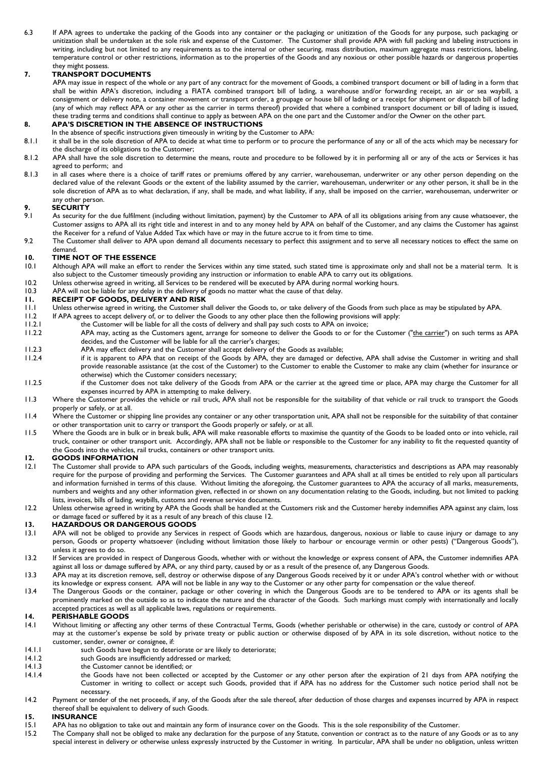6.3 If APA agrees to undertake the packing of the Goods into any container or the packaging or unitization of the Goods for any purpose, such packaging or unitization shall be undertaken at the sole risk and expense of the Customer. The Customer shall provide APA with full packing and labeling instructions in writing, including but not limited to any requirements as to the internal or other securing, mass distribution, maximum aggregate mass restrictions, labeling, temperature control or other restrictions, information as to the properties of the Goods and any noxious or other possible hazards or dangerous properties they might possess.

## 7. TRANSPORT DOCUMENTS

APA may issue in respect of the whole or any part of any contract for the movement of Goods, a combined transport document or bill of lading in a form that shall be within APA's discretion, including a FIATA combined transport bill of lading, a warehouse and/or forwarding receipt, an air or sea waybill, a consignment or delivery note, a container movement or transport order, a groupage or house bill of lading or a receipt for shipment or dispatch bill of lading (any of which may reflect APA or any other as the carrier in terms thereof) provided that where a combined transport document or bill of lading is issued, these trading terms and conditions shall continue to apply as between APA on the one part and the Customer and/or the Owner on the other part.

## 8. APA'S DISCRETION IN THE ABSENCE OF INSTRUCTIONS

In the absence of specific instructions given timeously in writing by the Customer to APA:

8.1.1 it shall be in the sole discretion of APA to decide at what time to perform or to procure the performance of any or all of the acts which may be necessary for the discharge of its obligations to the Customer;

8.1.2 APA shall have the sole discretion to determine the means, route and procedure to be followed by it in performing all or any of the acts or Services it has agreed to perform; and

8.1.3 in all cases where there is a choice of tariff rates or premiums offered by any carrier, warehouseman, underwriter or any other person depending on the declared value of the relevant Goods or the extent of the liability assumed by the carrier, warehouseman, underwriter or any other person, it shall be in the sole discretion of APA as to what declaration, if any, shall be made, and what liability, if any, shall be imposed on the carrier, warehouseman, underwriter or any other person.

## 9. SECURITY

9.1 As security for the due fulfilment (including without limitation, payment) by the Customer to APA of all its obligations arising from any cause whatsoever, the Customer assigns to APA all its right title and interest in and to any money held by APA on behalf of the Customer, and any claims the Customer has against the Receiver for a refund of Value Added Tax which have or may in the future accrue to it from time to time.

9.2 The Customer shall deliver to APA upon demand all documents necessary to perfect this assignment and to serve all necessary notices to effect the same on demand.

## 10. TIME NOT OF THE ESSENCE

10.1 Although APA will make an effort to render the Services within any time stated, such stated time is approximate only and shall not be a material term. It is also subject to the Customer timeously providing any instruction or information to enable APA to carry out its obligations.

10.2 Unless otherwise agreed in writing, all Services to be rendered will be executed by APA during normal working hours.

10.3 APA will not be liable for any delay in the delivery of goods no matter what the cause of that delay.

## 11. RECEIPT OF GOODS, DELIVERY AND RISK

11.1 Unless otherwise agreed in writing, the Customer shall deliver the Goods to, or take delivery of the Goods from such place as may be stipulated by APA.

11.2 If APA agrees to accept delivery of, or to deliver the Goods to any other place then the following provisions will apply:

11.2.1 the Customer will be liable for all the costs of delivery and shall pay such costs to APA on invoice;

11.2.2 APA may, acting as the Customers agent, arrange for someone to deliver the Goods to or for the Customer ("the carrier") on such terms as APA decides, and the Customer will be liable for all the carrier's charges;

11.2.3 APA may effect delivery and the Customer shall accept delivery of the Goods as available;

11.2.4 if it is apparent to APA that on receipt of the Goods by APA, they are damaged or defective, APA shall advise the Customer in writing and shall provide reasonable assistance (at the cost of the Customer) to the Customer to enable the Customer to make any claim (whether for insurance or otherwise) which the Customer considers necessary;

11.2.5 if the Customer does not take delivery of the Goods from APA or the carrier at the agreed time or place, APA may charge the Customer for all expenses incurred by APA in attempting to make delivery.

11.3 Where the Customer provides the vehicle or rail truck, APA shall not be responsible for the suitability of that vehicle or rail truck to transport the Goods properly or safely, or at all.

11.4 Where the Customer or shipping line provides any container or any other transportation unit, APA shall not be responsible for the suitability of that container or other transportation unit to carry or transport the Goods properly or safely, or at all.

11.5 Where the Goods are in bulk or in break bulk, APA will make reasonable efforts to maximise the quantity of the Goods to be loaded onto or into vehicle, rail truck, container or other transport unit. Accordingly, APA shall not be liable or responsible to the Customer for any inability to fit the requested quantity of the Goods into the vehicles, rail trucks, containers or other transport units.

## 12. GOODS INFORMATION

12.1 The Customer shall provide to APA such particulars of the Goods, including weights, measurements, characteristics and descriptions as APA may reasonably require for the purpose of providing and performing the Services. The Customer guarantees and APA shall at all times be entitled to rely upon all particulars and information furnished in terms of this clause. Without limiting the aforegoing, the Customer guarantees to APA the accuracy of all marks, measurements, numbers and weights and any other information given, reflected in or shown on any documentation relating to the Goods, including, but not limited to packing lists, invoices, bills of lading, waybills, customs and revenue service documents.

12.2 Unless otherwise agreed in writing by APA the Goods shall be handled at the Customers risk and the Customer hereby indemnifies APA against any claim, loss or damage faced or suffered by it as a result of any breach of this clause 12.

## 13. HAZARDOUS OR DANGEROUS GOODS

13.1 APA will not be obliged to provide any Services in respect of Goods which are hazardous, dangerous, noxious or liable to cause injury or damage to any person, Goods or property whatsoever (including without limitation those likely to harbour or encourage vermin or other pests) ("Dangerous Goods"), unless it agrees to do so.

13.2 If Services are provided in respect of Dangerous Goods, whether with or without the knowledge or express consent of APA, the Customer indemnifies APA against all loss or damage suffered by APA, or any third party, caused by or as a result of the presence of, any Dangerous Goods.

13.3 APA may at its discretion remove, sell, destroy or otherwise dispose of any Dangerous Goods received by it or under APA's control whether with or without its knowledge or express consent. APA will not be liable in any way to the Customer or any other party for compensation or the value thereof.

13.4 The Dangerous Goods or the container, package or other covering in which the Dangerous Goods are to be tendered to APA or its agents shall be prominently marked on the outside so as to indicate the nature and the character of the Goods. Such markings must comply with internationally and locally accepted practices as well as all applicable laws, regulations or requirements.

## 14. PERISHABLE GOODS

14.1 Without limiting or affecting any other terms of these Contractual Terms, Goods (whether perishable or otherwise) in the care, custody or control of APA may at the customer's expense be sold by private treaty or public auction or otherwise disposed of by APA in its sole discretion, without notice to the customer, sender, owner or consignee, if:

14.1.1 such Goods have begun to deteriorate or are likely to deteriorate;

14.1.2 such Goods are insufficiently addressed or marked;

14.1.3 the Customer cannot be identified; or

14.1.4 the Goods have not been collected or accepted by the Customer or any other person after the expiration of 21 days from APA notifying the Customer in writing to collect or accept such Goods, provided that if APA has no address for the Customer such notice period shall not be necessary.

14.2 Payment or tender of the net proceeds, if any, of the Goods after the sale thereof, after deduction of those charges and expenses incurred by APA in respect thereof shall be equivalent to delivery of such Goods.

## 15. INSURANCE

15.1 APA has no obligation to take out and maintain any form of insurance cover on the Goods. This is the sole responsibility of the Customer.

15.2 The Company shall not be obliged to make any declaration for the purpose of any Statute, convention or contract as to the nature of any Goods or as to any special interest in delivery or otherwise unless expressly instructed by the Customer in writing. In particular, APA shall be under no obligation, unless written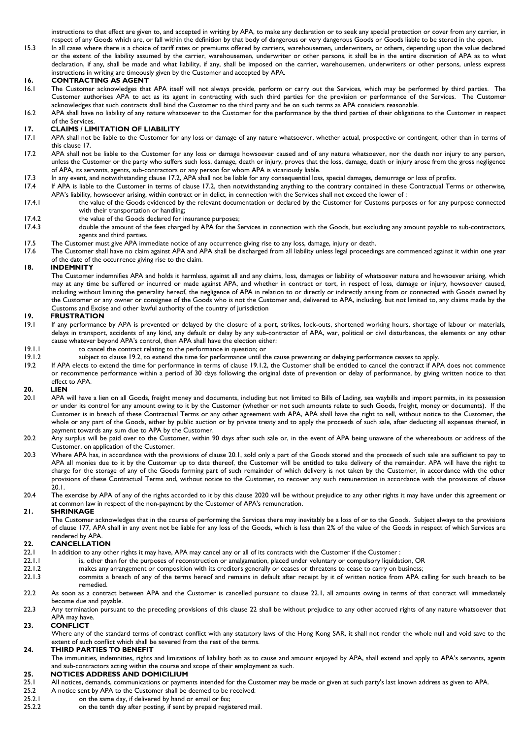instructions to that effect are given to, and accepted in writing by APA, to make any declaration or to seek any special protection or cover from any carrier, in respect of any Goods which are, or fall within the definition by that body of dangerous or very dangerous Goods or Goods liable to be stored in the open.

15.3 In all cases where there is a choice of tariff rates or premiums offered by carriers, warehousemen, underwriters, or others, depending upon the value declared or the extent of the liability assumed by the carrier, warehousemen, underwriter or other persons, it shall be in the entire discretion of APA as to what declaration, if any, shall be made and what liability, if any, shall be imposed on the carrier, warehousemen, underwriters or other persons, unless express instructions in writing are timeously given by the Customer and accepted by APA.

## 16. CONTRACTING AS AGENT

16.1 The Customer acknowledges that APA itself will not always provide, perform or carry out the Services, which may be performed by third parties. The Customer authorises APA to act as its agent in contracting with such third parties for the provision or performance of the Services. The Customer acknowledges that such contracts shall bind the Customer to the third party and be on such terms as APA considers reasonable.

16.2 APA shall have no liability of any nature whatsoever to the Customer for the performance by the third parties of their obligations to the Customer in respect of the Services.

## 17. CLAIMS / LIMITATION OF LIABILITY

17.1 APA shall not be liable to the Customer for any loss or damage of any nature whatsoever, whether actual, prospective or contingent, other than in terms of this clause 17.

17.2 APA shall not be liable to the Customer for any loss or damage howsoever caused and of any nature whatsoever, nor the death nor injury to any person, unless the Customer or the party who suffers such loss, damage, death or injury, proves that the loss, damage, death or injury arose from the gross negligence of APA, its servants, agents, sub-contractors or any person for whom APA is vicariously liable.

17.3 In any event, and notwithstanding clause 17.2, APA shall not be liable for any consequential loss, special damages, demurrage or loss of profits.

17.4 If APA is liable to the Customer in terms of clause 17.2, then notwithstanding anything to the contrary contained in these Contractual Terms or otherwise, APA's liability, howsoever arising, within contract or in delict, in connection with the Services shall not exceed the lower of :

17.4.1 the value of the Goods evidenced by the relevant documentation or declared by the Customer for Customs purposes or for any purpose connected with their transportation or handling;

17.4.2 the value of the Goods declared for insurance purposes;

17.4.3 double the amount of the fees charged by APA for the Services in connection with the Goods, but excluding any amount payable to sub-contractors, agents and third parties.

17.5 The Customer must give APA immediate notice of any occurrence giving rise to any loss, damage, injury or death.

17.6 The Customer shall have no claim against APA and APA shall be discharged from all liability unless legal proceedings are commenced against it within one year of the date of the occurrence giving rise to the claim.

## 18. INDEMNITY

The Customer indemnifies APA and holds it harmless, against all and any claims, loss, damages or liability of whatsoever nature and howsoever arising, which may at any time be suffered or incurred or made against APA, and whether in contract or tort, in respect of loss, damage or injury, howsoever caused, including without limiting the generality hereof, the negligence of APA in relation to or directly or indirectly arising from or connected with Goods owned by the Customer or any owner or consignee of the Goods who is not the Customer and, delivered to APA, including, but not limited to, any claims made by the Customs and Excise and other lawful authority of the country of jurisdiction

## 19. FRUSTRATION

19.1 If any performance by APA is prevented or delayed by the closure of a port, strikes, lock-outs, shortened working hours, shortage of labour or materials, delays in transport, accidents of any kind, any default or delay by any sub-contractor of APA, war, political or civil disturbances, the elements or any other cause whatever beyond APA's control, then APA shall have the election either:

19.1.1 to cancel the contract relating to the performance in question; or

19.1.2 subject to clause 19.2, to extend the time for performance until the cause preventing or delaying performance ceases to apply.

19.2 If APA elects to extend the time for performance in terms of clause 19.1.2, the Customer shall be entitled to cancel the contract if APA does not commence or recommence performance within a period of 30 days following the original date of prevention or delay of performance, by giving written notice to that effect to APA.

## 20. LIEN

20.1 APA will have a lien on all Goods, freight money and documents, including but not limited to Bills of Lading, sea waybills and import permits, in its possession or under its control for any amount owing to it by the Customer (whether or not such amounts relate to such Goods, freight, money or documents). If the Customer is in breach of these Contractual Terms or any other agreement with APA, APA shall have the right to sell, without notice to the Customer, the whole or any part of the Goods, either by public auction or by private treaty and to apply the proceeds of such sale, after deducting all expenses thereof, in payment towards any sum due to APA by the Customer.

20.2 Any surplus will be paid over to the Customer, within 90 days after such sale or, in the event of APA being unaware of the whereabouts or address of the Customer, on application of the Customer.

20.3 Where APA has, in accordance with the provisions of clause 20.1, sold only a part of the Goods stored and the proceeds of such sale are sufficient to pay to APA all monies due to it by the Customer up to date thereof, the Customer will be entitled to take delivery of the remainder. APA will have the right to charge for the storage of any of the Goods forming part of such remainder of which delivery is not taken by the Customer, in accordance with the other provisions of these Contractual Terms and, without notice to the Customer, to recover any such remuneration in accordance with the provisions of clause 20.1.

20.4 The exercise by APA of any of the rights accorded to it by this clause 2020 will be without prejudice to any other rights it may have under this agreement or at common law in respect of the non-payment by the Customer of APA's remuneration.

## 21. SHRINKAGE

The Customer acknowledges that in the course of performing the Services there may inevitably be a loss of or to the Goods. Subject always to the provisions of clause 177, APA shall in any event not be liable for any loss of the Goods, which is less than 2% of the value of the Goods in respect of which Services are rendered by APA.

## 22. CANCELLATION

22.1 In addition to any other rights it may have, APA may cancel any or all of its contracts with the Customer if the Customer :

22.1.1 is, other than for the purposes of reconstruction or amalgamation, placed under voluntary or compulsory liquidation, OR

22.1.2 makes any arrangement or composition with its creditors generally or ceases or threatens to cease to carry on business;

22.1.3 commits a breach of any of the terms hereof and remains in default after receipt by it of written notice from APA calling for such breach to be remedied.

22.2 As soon as a contract between APA and the Customer is cancelled pursuant to clause 22.1, all amounts owing in terms of that contract will immediately become due and payable.

22.3 Any termination pursuant to the preceding provisions of this clause 22 shall be without prejudice to any other accrued rights of any nature whatsoever that APA may have.

## 23. CONFLICT

Where any of the standard terms of contract conflict with any statutory laws of the Hong Kong SAR, it shall not render the whole null and void save to the extent of such conflict which shall be severed from the rest of the terms.

## 24. THIRD PARTIES TO BENEFIT

The immunities, indemnities, rights and limitations of liability both as to cause and amount enjoyed by APA, shall extend and apply to APA's servants, agents and sub-contractors acting within the course and scope of their employment as such.

## 25. NOTICES ADDRESS AND DOMICILIUM

25.1 All notices, demands, communications or payments intended for the Customer may be made or given at such party's last known address as given to APA.

25.2 A notice sent by APA to the Customer shall be deemed to be received:

25.2.1 on the same day, if delivered by hand or email or fax;

25.2.2 on the tenth day after posting, if sent by prepaid registered mail.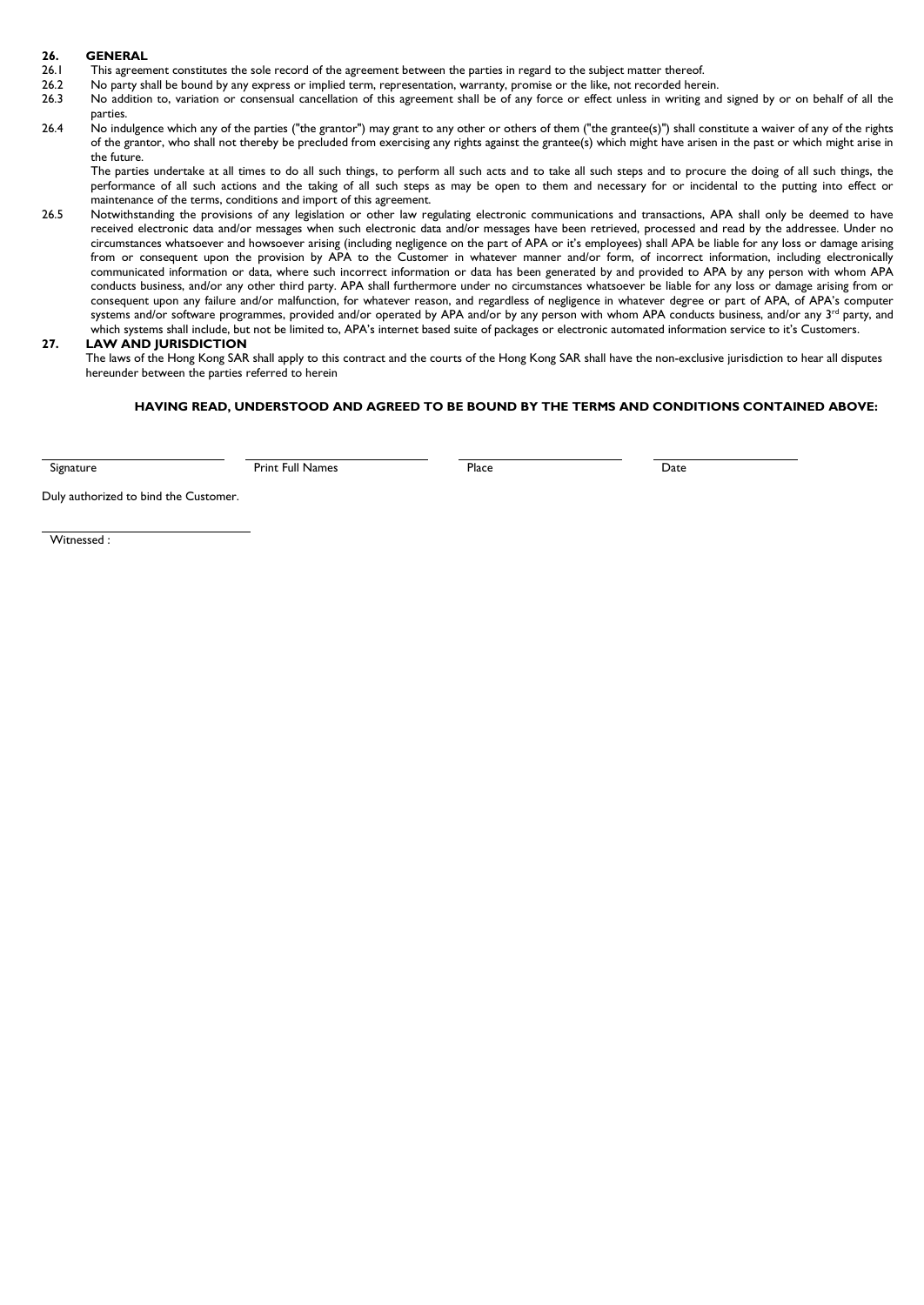## 26. GENERAL

26.1 This agreement constitutes the sole record of the agreement between the parties in regard to the subject matter thereof.

26.2 No party shall be bound by any express or implied term, representation, warranty, promise or the like, not recorded herein.

26.3 No addition to, variation or consensual cancellation of this agreement shall be of any force or effect unless in writing and signed by or on behalf of all the parties.

26.4 No indulgence which any of the parties ("the grantor") may grant to any other or others of them ("the grantee(s)") shall constitute a waiver of any of the rights of the grantor, who shall not thereby be precluded from exercising any rights against the grantee(s) which might have arisen in the past or which might arise in the future.

The parties undertake at all times to do all such things, to perform all such acts and to take all such steps and to procure the doing of all such things, the performance of all such actions and the taking of all such steps as may be open to them and necessary for or incidental to the putting into effect or maintenance of the terms, conditions and import of this agreement.

26.5 Notwithstanding the provisions of any legislation or other law regulating electronic communications and transactions, APA shall only be deemed to have received electronic data and/or messages when such electronic data and/or messages have been retrieved, processed and read by the addressee. Under no circumstances whatsoever and howsoever arising (including negligence on the part of APA or it's employees) shall APA be liable for any loss or damage arising from or consequent upon the provision by APA to the Customer in whatever manner and/or form, of incorrect information, including electronically communicated information or data, where such incorrect information or data has been generated by and provided to APA by any person with whom APA conducts business, and/or any other third party. APA shall furthermore under no circumstances whatsoever be liable for any loss or damage arising from or consequent upon any failure and/or malfunction, for whatever reason, and regardless of negligence in whatever degree or part of APA, of APA's computer systems and/or software programmes, provided and/or operated by APA and/or by any person with whom APA conducts business, and/or any 3rd party, and which systems shall include, but not be limited to, APA's internet based suite of packages or electronic automated information service to it's Customers.

## 27. LAW AND JURISDICTION

The laws of the Hong Kong SAR shall apply to this contract and the courts of the Hong Kong SAR shall have the non-exclusive jurisdiction to hear all disputes hereunder between the parties referred to herein

**HAVING READ, UNDERSTOOD AND AGREED TO BE BOUND BY THE TERMS AND CONDITIONS CONTAINED ABOVE:**

| | | | |
|---|---|---|---|
| Signature | Print Full Names | Place | Date |

Duly authorized to bind the Customer.

Witnessed :